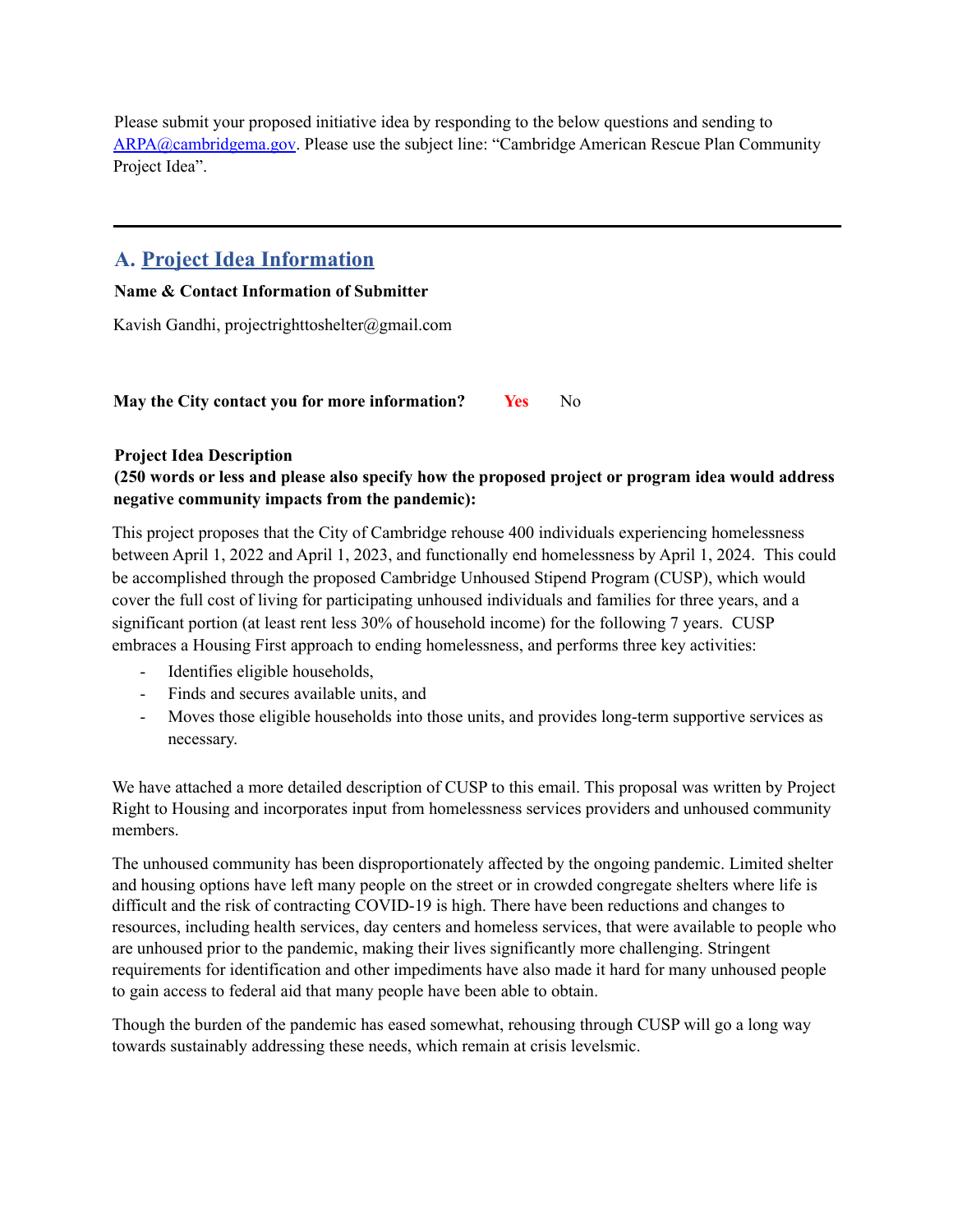Please submit your proposed initiative idea by responding to the below questions and sending to [ARPA@cambridgema.gov](mailto:ARPA@cambridgema.gov). Please use the subject line: "Cambridge American Rescue Plan Community Project Idea".

---

## A. Project Idea Information

**Name & Contact Information of Submitter**

Kavish Gandhi, projectrighttoshelter@gmail.com

**May the City contact you for more information?** **Yes** No

**Project Idea Description**
**(250 words or less and please also specify how the proposed project or program idea would address negative community impacts from the pandemic):**

This project proposes that the City of Cambridge rehouse 400 individuals experiencing homelessness between April 1, 2022 and April 1, 2023, and functionally end homelessness by April 1, 2024. This could be accomplished through the proposed Cambridge Unhoused Stipend Program (CUSP), which would cover the full cost of living for participating unhoused individuals and families for three years, and a significant portion (at least rent less 30% of household income) for the following 7 years. CUSP embraces a Housing First approach to ending homelessness, and performs three key activities:

- Identifies eligible households,
- Finds and secures available units, and
- Moves those eligible households into those units, and provides long-term supportive services as necessary.

We have attached a more detailed description of CUSP to this email. This proposal was written by Project Right to Housing and incorporates input from homelessness services providers and unhoused community members.

The unhoused community has been disproportionately affected by the ongoing pandemic. Limited shelter and housing options have left many people on the street or in crowded congregate shelters where life is difficult and the risk of contracting COVID-19 is high. There have been reductions and changes to resources, including health services, day centers and homeless services, that were available to people who are unhoused prior to the pandemic, making their lives significantly more challenging. Stringent requirements for identification and other impediments have also made it hard for many unhoused people to gain access to federal aid that many people have been able to obtain.

Though the burden of the pandemic has eased somewhat, rehousing through CUSP will go a long way towards sustainably addressing these needs, which remain at crisis levelsmic.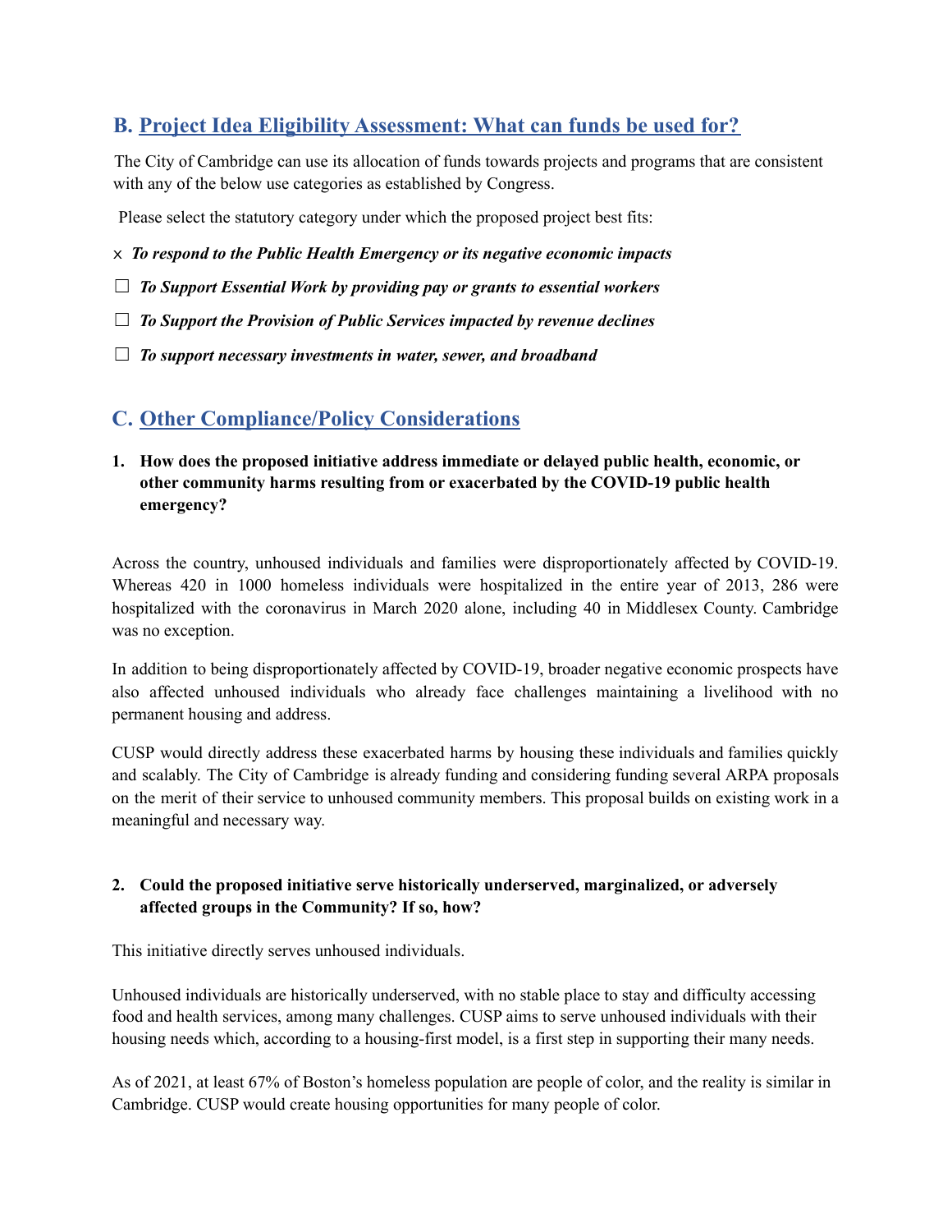## B. Project Idea Eligibility Assessment: What can funds be used for?

The City of Cambridge can use its allocation of funds towards projects and programs that are consistent with any of the below use categories as established by Congress.

Please select the statutory category under which the proposed project best fits:

× ***To respond to the Public Health Emergency or its negative economic impacts***

☐ ***To Support Essential Work by providing pay or grants to essential workers***

☐ ***To Support the Provision of Public Services impacted by revenue declines***

☐ ***To support necessary investments in water, sewer, and broadband***

## C. Other Compliance/Policy Considerations

1. **How does the proposed initiative address immediate or delayed public health, economic, or other community harms resulting from or exacerbated by the COVID-19 public health emergency?**

Across the country, unhoused individuals and families were disproportionately affected by COVID-19. Whereas 420 in 1000 homeless individuals were hospitalized in the entire year of 2013, 286 were hospitalized with the coronavirus in March 2020 alone, including 40 in Middlesex County. Cambridge was no exception.

In addition to being disproportionately affected by COVID-19, broader negative economic prospects have also affected unhoused individuals who already face challenges maintaining a livelihood with no permanent housing and address.

CUSP would directly address these exacerbated harms by housing these individuals and families quickly and scalably. The City of Cambridge is already funding and considering funding several ARPA proposals on the merit of their service to unhoused community members. This proposal builds on existing work in a meaningful and necessary way.

2. **Could the proposed initiative serve historically underserved, marginalized, or adversely affected groups in the Community? If so, how?**

This initiative directly serves unhoused individuals.

Unhoused individuals are historically underserved, with no stable place to stay and difficulty accessing food and health services, among many challenges. CUSP aims to serve unhoused individuals with their housing needs which, according to a housing-first model, is a first step in supporting their many needs.

As of 2021, at least 67% of Boston's homeless population are people of color, and the reality is similar in Cambridge. CUSP would create housing opportunities for many people of color.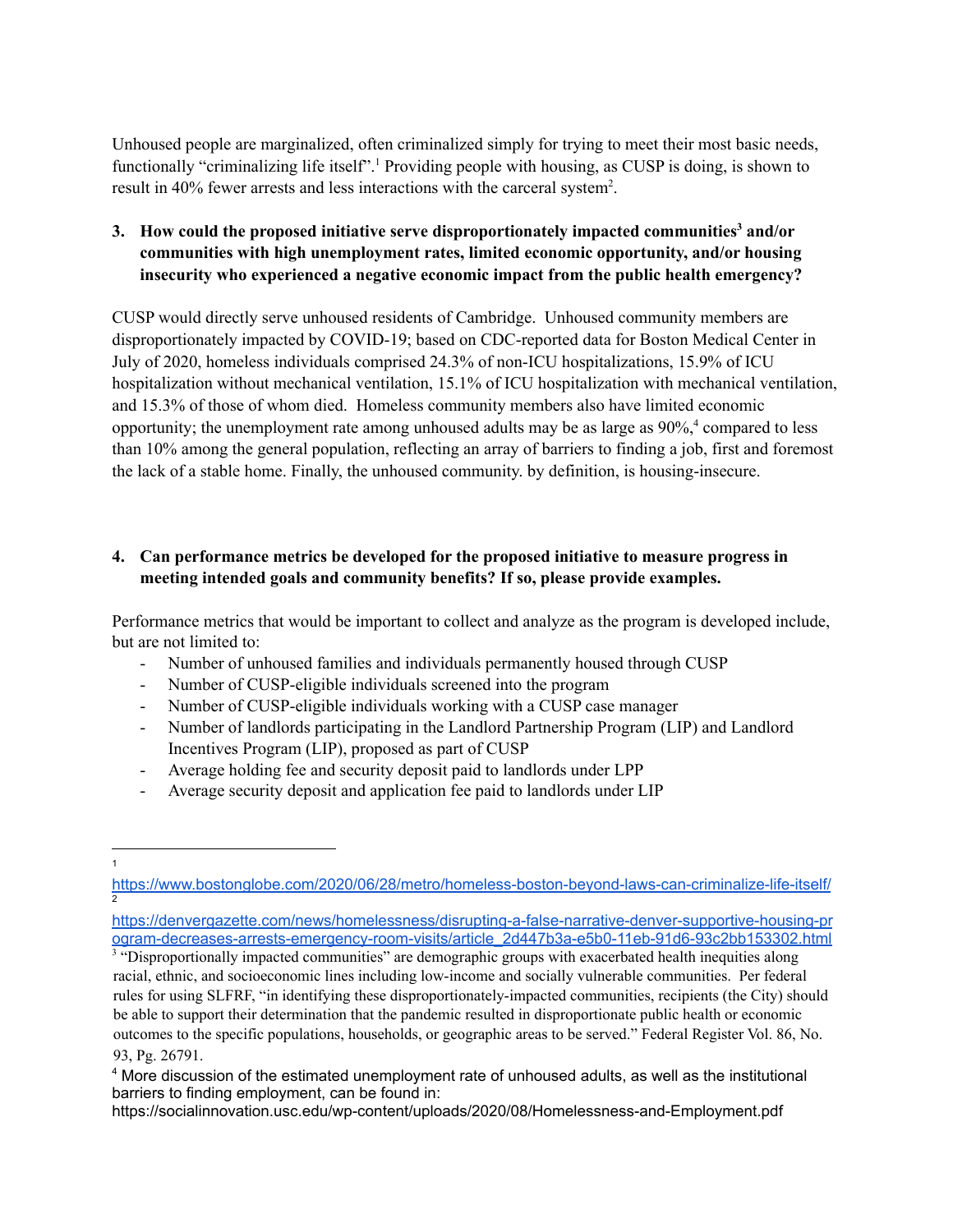Unhoused people are marginalized, often criminalized simply for trying to meet their most basic needs, functionally "criminalizing life itself".[1] Providing people with housing, as CUSP is doing, is shown to result in 40% fewer arrests and less interactions with the carceral system[2].

**3. How could the proposed initiative serve disproportionately impacted communities[3] and/or communities with high unemployment rates, limited economic opportunity, and/or housing insecurity who experienced a negative economic impact from the public health emergency?**

CUSP would directly serve unhoused residents of Cambridge. Unhoused community members are disproportionately impacted by COVID-19; based on CDC-reported data for Boston Medical Center in July of 2020, homeless individuals comprised 24.3% of non-ICU hospitalizations, 15.9% of ICU hospitalization without mechanical ventilation, 15.1% of ICU hospitalization with mechanical ventilation, and 15.3% of those of whom died. Homeless community members also have limited economic opportunity; the unemployment rate among unhoused adults may be as large as 90%,[4] compared to less than 10% among the general population, reflecting an array of barriers to finding a job, first and foremost the lack of a stable home. Finally, the unhoused community. by definition, is housing-insecure.

**4. Can performance metrics be developed for the proposed initiative to measure progress in meeting intended goals and community benefits? If so, please provide examples.**

Performance metrics that would be important to collect and analyze as the program is developed include, but are not limited to:

- Number of unhoused families and individuals permanently housed through CUSP
- Number of CUSP-eligible individuals screened into the program
- Number of CUSP-eligible individuals working with a CUSP case manager
- Number of landlords participating in the Landlord Partnership Program (LIP) and Landlord Incentives Program (LIP), proposed as part of CUSP
- Average holding fee and security deposit paid to landlords under LPP
- Average security deposit and application fee paid to landlords under LIP

---

[1] https://www.bostonglobe.com/2020/06/28/metro/homeless-boston-beyond-laws-can-criminalize-life-itself/

[2] https://denvergazette.com/news/homelessness/disrupting-a-false-narrative-denver-supportive-housing-program-decreases-arrests-emergency-room-visits/article_2d447b3a-e5b0-11eb-91d6-93c2bb153302.html

[3] "Disproportionally impacted communities" are demographic groups with exacerbated health inequities along racial, ethnic, and socioeconomic lines including low-income and socially vulnerable communities. Per federal rules for using SLFRF, "in identifying these disproportionately-impacted communities, recipients (the City) should be able to support their determination that the pandemic resulted in disproportionate public health or economic outcomes to the specific populations, households, or geographic areas to be served." Federal Register Vol. 86, No. 93, Pg. 26791.

[4] More discussion of the estimated unemployment rate of unhoused adults, as well as the institutional barriers to finding employment, can be found in: https://socialinnovation.usc.edu/wp-content/uploads/2020/08/Homelessness-and-Employment.pdf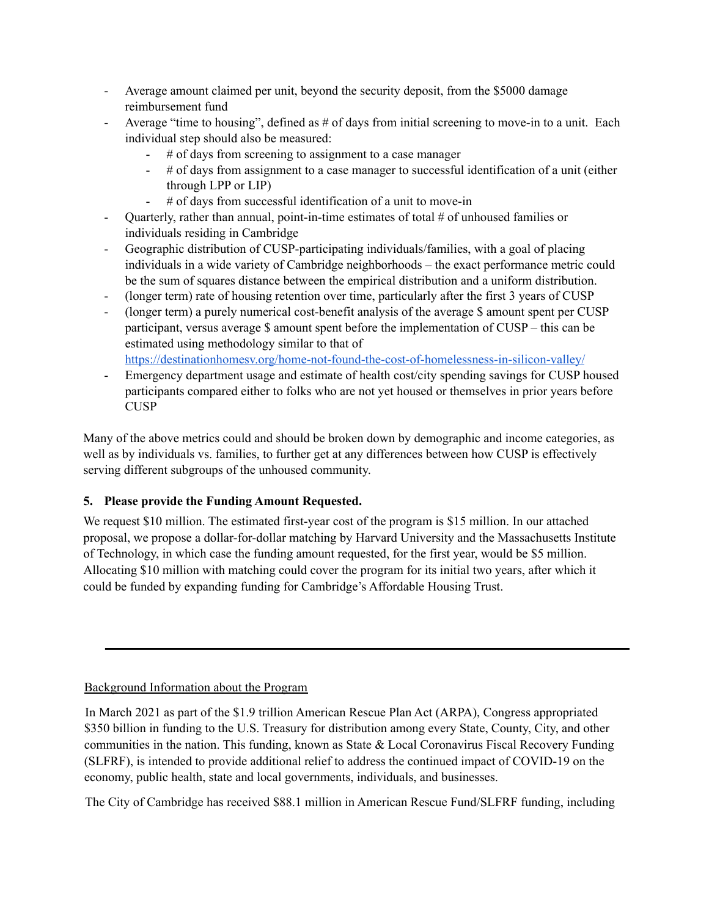- Average amount claimed per unit, beyond the security deposit, from the $5000 damage reimbursement fund
- Average "time to housing", defined as # of days from initial screening to move-in to a unit. Each individual step should also be measured:
  - # of days from screening to assignment to a case manager
  - # of days from assignment to a case manager to successful identification of a unit (either through LPP or LIP)
  - # of days from successful identification of a unit to move-in
- Quarterly, rather than annual, point-in-time estimates of total # of unhoused families or individuals residing in Cambridge
- Geographic distribution of CUSP-participating individuals/families, with a goal of placing individuals in a wide variety of Cambridge neighborhoods – the exact performance metric could be the sum of squares distance between the empirical distribution and a uniform distribution.
- (longer term) rate of housing retention over time, particularly after the first 3 years of CUSP
- (longer term) a purely numerical cost-benefit analysis of the average $ amount spent per CUSP participant, versus average $ amount spent before the implementation of CUSP – this can be estimated using methodology similar to that of [https://destinationhomesv.org/home-not-found-the-cost-of-homelessness-in-silicon-valley/](https://destinationhomesv.org/home-not-found-the-cost-of-homelessness-in-silicon-valley/)
- Emergency department usage and estimate of health cost/city spending savings for CUSP housed participants compared either to folks who are not yet housed or themselves in prior years before CUSP

Many of the above metrics could and should be broken down by demographic and income categories, as well as by individuals vs. families, to further get at any differences between how CUSP is effectively serving different subgroups of the unhoused community.

**5. Please provide the Funding Amount Requested.**

We request $10 million. The estimated first-year cost of the program is $15 million. In our attached proposal, we propose a dollar-for-dollar matching by Harvard University and the Massachusetts Institute of Technology, in which case the funding amount requested, for the first year, would be $5 million. Allocating $10 million with matching could cover the program for its initial two years, after which it could be funded by expanding funding for Cambridge's Affordable Housing Trust.

---

<u>Background Information about the Program</u>

In March 2021 as part of the $1.9 trillion American Rescue Plan Act (ARPA), Congress appropriated $350 billion in funding to the U.S. Treasury for distribution among every State, County, City, and other communities in the nation. This funding, known as State & Local Coronavirus Fiscal Recovery Funding (SLFRF), is intended to provide additional relief to address the continued impact of COVID-19 on the economy, public health, state and local governments, individuals, and businesses.

The City of Cambridge has received $88.1 million in American Rescue Fund/SLFRF funding, including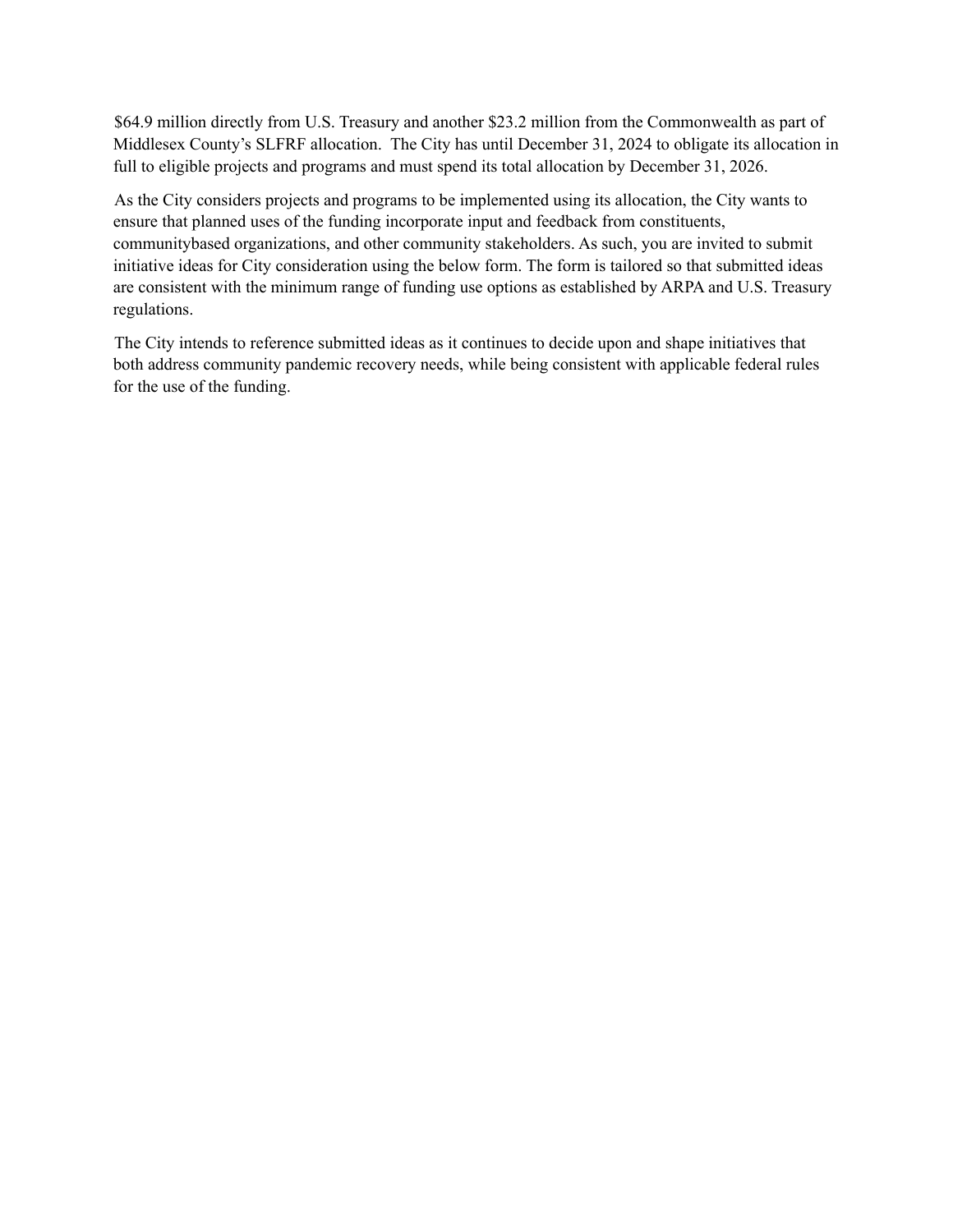$64.9 million directly from U.S. Treasury and another $23.2 million from the Commonwealth as part of Middlesex County's SLFRF allocation. The City has until December 31, 2024 to obligate its allocation in full to eligible projects and programs and must spend its total allocation by December 31, 2026.

As the City considers projects and programs to be implemented using its allocation, the City wants to ensure that planned uses of the funding incorporate input and feedback from constituents, communitybased organizations, and other community stakeholders. As such, you are invited to submit initiative ideas for City consideration using the below form. The form is tailored so that submitted ideas are consistent with the minimum range of funding use options as established by ARPA and U.S. Treasury regulations.

The City intends to reference submitted ideas as it continues to decide upon and shape initiatives that both address community pandemic recovery needs, while being consistent with applicable federal rules for the use of the funding.